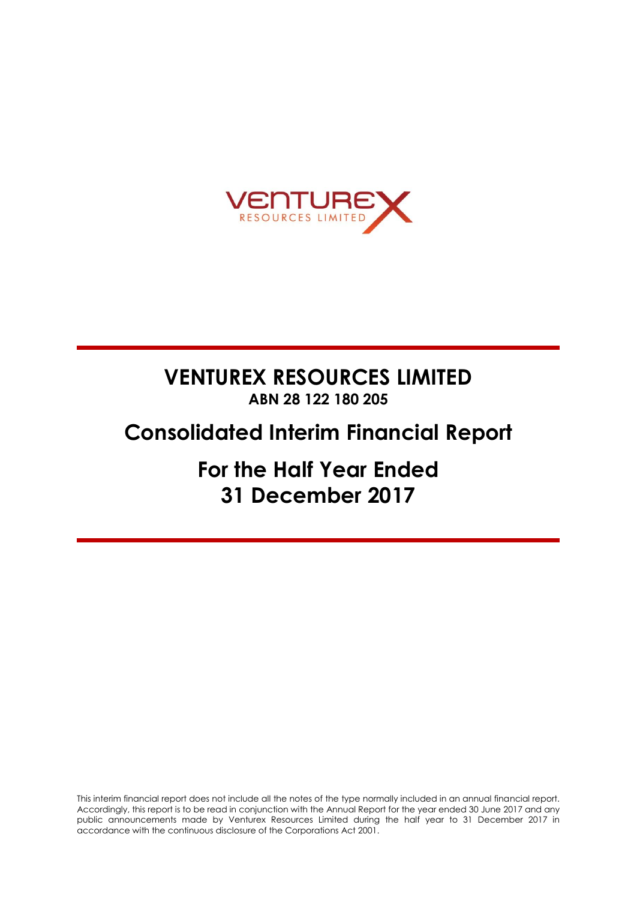# VENTUREX RESOURCES LIMITED

**ABN 28 122 180 205**

# Consolidated Interim Financial Report

# For the Half Year Ended 31 December 2017

This interim financial report does not include all the notes of the type normally included in an annual financial report. Accordingly, this report is to be read in conjunction with the Annual Report for the year ended 30 June 2017 and any public announcements made by Venturex Resources Limited during the half year to 31 December 2017 in accordance with the continuous disclosure of the Corporations Act 2001.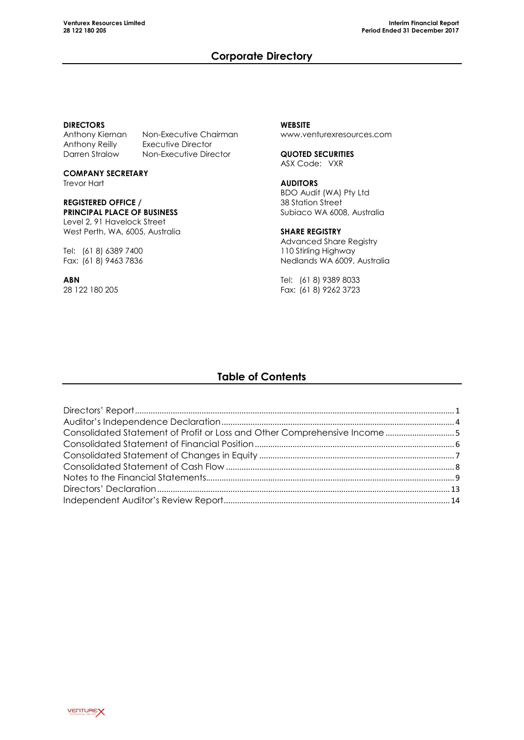## Corporate Directory

**DIRECTORS**

| | |
|---|---|
| Anthony Kiernan | Non-Executive Chairman |
| Anthony Reilly | Executive Director |
| Darren Stralow | Non-Executive Director |

**COMPANY SECRETARY**
Trevor Hart

**REGISTERED OFFICE / PRINCIPAL PLACE OF BUSINESS**
Level 2, 91 Havelock Street
West Perth, WA, 6005, Australia

Tel: (61 8) 6389 7400
Fax: (61 8) 9463 7836

**ABN**
28 122 180 205

**WEBSITE**
www.venturexresources.com

**QUOTED SECURITIES**
ASX Code: VXR

**AUDITORS**
BDO Audit (WA) Pty Ltd
38 Station Street
Subiaco WA 6008, Australia

**SHARE REGISTRY**
Advanced Share Registry
110 Stirling Highway
Nedlands WA 6009, Australia

Tel: (61 8) 9389 8033
Fax: (61 8) 9262 3723

## Table of Contents

| | |
|---|---|
| Directors' Report | 1 |
| Auditor's Independence Declaration | 4 |
| Consolidated Statement of Profit or Loss and Other Comprehensive Income | 5 |
| Consolidated Statement of Financial Position | 6 |
| Consolidated Statement of Changes in Equity | 7 |
| Consolidated Statement of Cash Flow | 8 |
| Notes to the Financial Statements | 9 |
| Directors' Declaration | 13 |
| Independent Auditor's Review Report | 14 |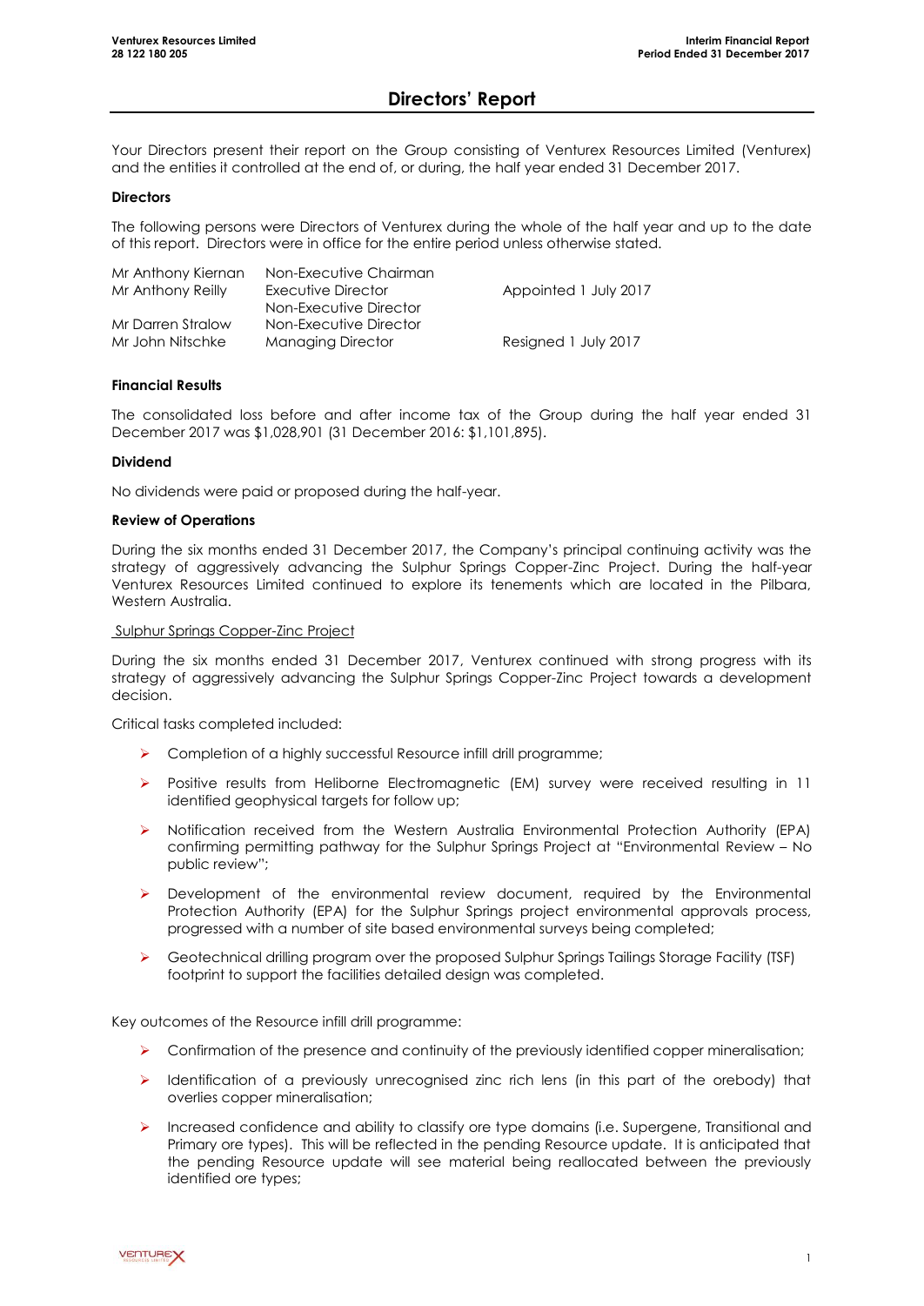# Directors' Report

Your Directors present their report on the Group consisting of Venturex Resources Limited (Venturex) and the entities it controlled at the end of, or during, the half year ended 31 December 2017.

**Directors**

The following persons were Directors of Venturex during the whole of the half year and up to the date of this report. Directors were in office for the entire period unless otherwise stated.

| | | |
|---|---|---|
| Mr Anthony Kiernan | Non-Executive Chairman | |
| Mr Anthony Reilly | Executive Director | Appointed 1 July 2017 |
| | Non-Executive Director | |
| Mr Darren Stralow | Non-Executive Director | |
| Mr John Nitschke | Managing Director | Resigned 1 July 2017 |

**Financial Results**

The consolidated loss before and after income tax of the Group during the half year ended 31 December 2017 was $1,028,901 (31 December 2016: $1,101,895).

**Dividend**

No dividends were paid or proposed during the half-year.

**Review of Operations**

During the six months ended 31 December 2017, the Company's principal continuing activity was the strategy of aggressively advancing the Sulphur Springs Copper-Zinc Project. During the half-year Venturex Resources Limited continued to explore its tenements which are located in the Pilbara, Western Australia.

Sulphur Springs Copper-Zinc Project

During the six months ended 31 December 2017, Venturex continued with strong progress with its strategy of aggressively advancing the Sulphur Springs Copper-Zinc Project towards a development decision.

Critical tasks completed included:

- Completion of a highly successful Resource infill drill programme;
- Positive results from Heliborne Electromagnetic (EM) survey were received resulting in 11 identified geophysical targets for follow up;
- Notification received from the Western Australia Environmental Protection Authority (EPA) confirming permitting pathway for the Sulphur Springs Project at "Environmental Review – No public review";
- Development of the environmental review document, required by the Environmental Protection Authority (EPA) for the Sulphur Springs project environmental approvals process, progressed with a number of site based environmental surveys being completed;
- Geotechnical drilling program over the proposed Sulphur Springs Tailings Storage Facility (TSF) footprint to support the facilities detailed design was completed.

Key outcomes of the Resource infill drill programme:

- Confirmation of the presence and continuity of the previously identified copper mineralisation;
- Identification of a previously unrecognised zinc rich lens (in this part of the orebody) that overlies copper mineralisation;
- Increased confidence and ability to classify ore type domains (i.e. Supergene, Transitional and Primary ore types). This will be reflected in the pending Resource update. It is anticipated that the pending Resource update will see material being reallocated between the previously identified ore types;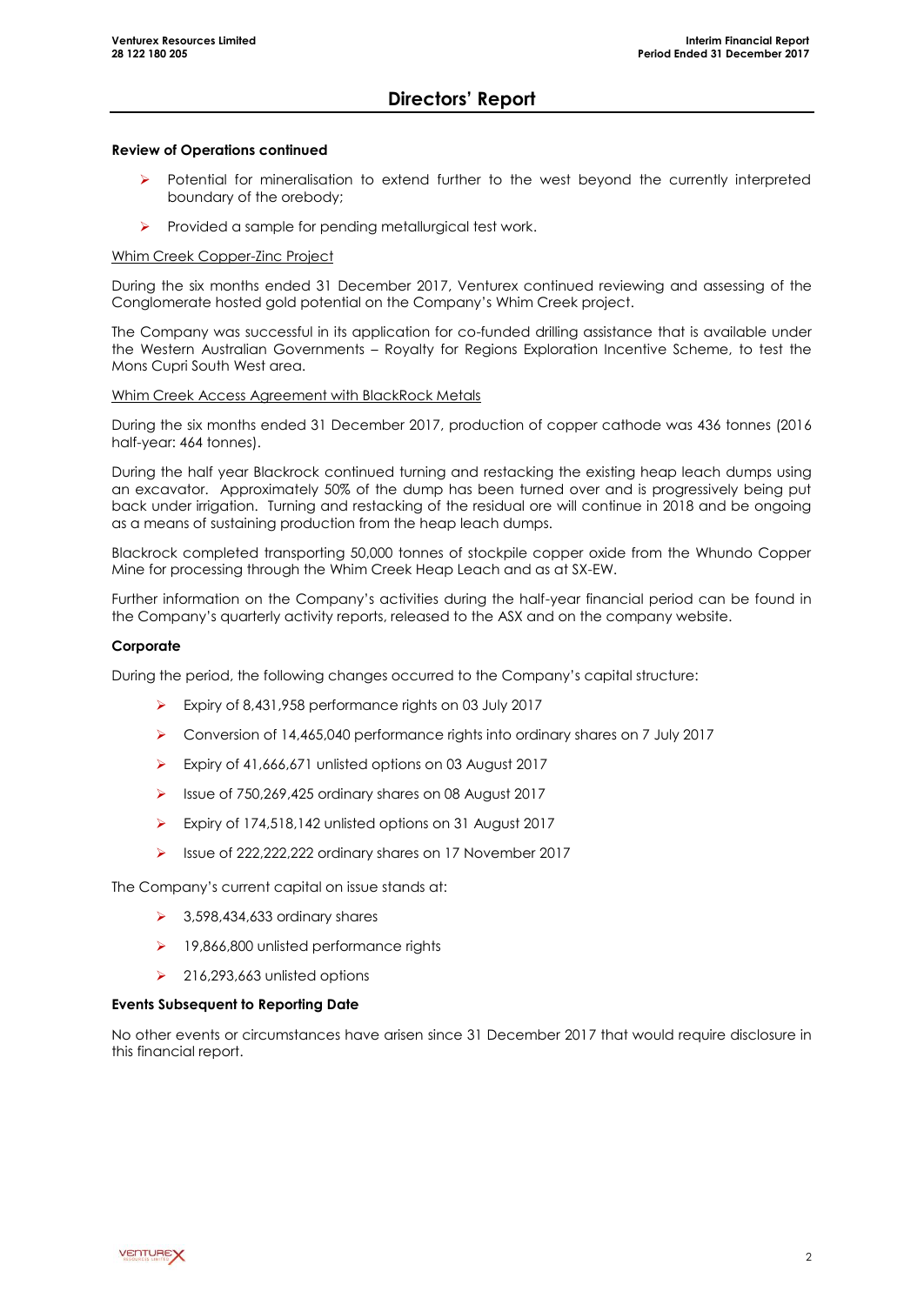## Directors' Report

**Review of Operations continued**

- Potential for mineralisation to extend further to the west beyond the currently interpreted boundary of the orebody;
- Provided a sample for pending metallurgical test work.

Whim Creek Copper-Zinc Project

During the six months ended 31 December 2017, Venturex continued reviewing and assessing of the Conglomerate hosted gold potential on the Company's Whim Creek project.

The Company was successful in its application for co-funded drilling assistance that is available under the Western Australian Governments – Royalty for Regions Exploration Incentive Scheme, to test the Mons Cupri South West area.

Whim Creek Access Agreement with BlackRock Metals

During the six months ended 31 December 2017, production of copper cathode was 436 tonnes (2016 half-year: 464 tonnes).

During the half year Blackrock continued turning and restacking the existing heap leach dumps using an excavator. Approximately 50% of the dump has been turned over and is progressively being put back under irrigation. Turning and restacking of the residual ore will continue in 2018 and be ongoing as a means of sustaining production from the heap leach dumps.

Blackrock completed transporting 50,000 tonnes of stockpile copper oxide from the Whundo Copper Mine for processing through the Whim Creek Heap Leach and as at SX-EW.

Further information on the Company's activities during the half-year financial period can be found in the Company's quarterly activity reports, released to the ASX and on the company website.

**Corporate**

During the period, the following changes occurred to the Company's capital structure:

- Expiry of 8,431,958 performance rights on 03 July 2017
- Conversion of 14,465,040 performance rights into ordinary shares on 7 July 2017
- Expiry of 41,666,671 unlisted options on 03 August 2017
- Issue of 750,269,425 ordinary shares on 08 August 2017
- Expiry of 174,518,142 unlisted options on 31 August 2017
- Issue of 222,222,222 ordinary shares on 17 November 2017

The Company's current capital on issue stands at:

- 3,598,434,633 ordinary shares
- 19,866,800 unlisted performance rights
- 216,293,663 unlisted options

**Events Subsequent to Reporting Date**

No other events or circumstances have arisen since 31 December 2017 that would require disclosure in this financial report.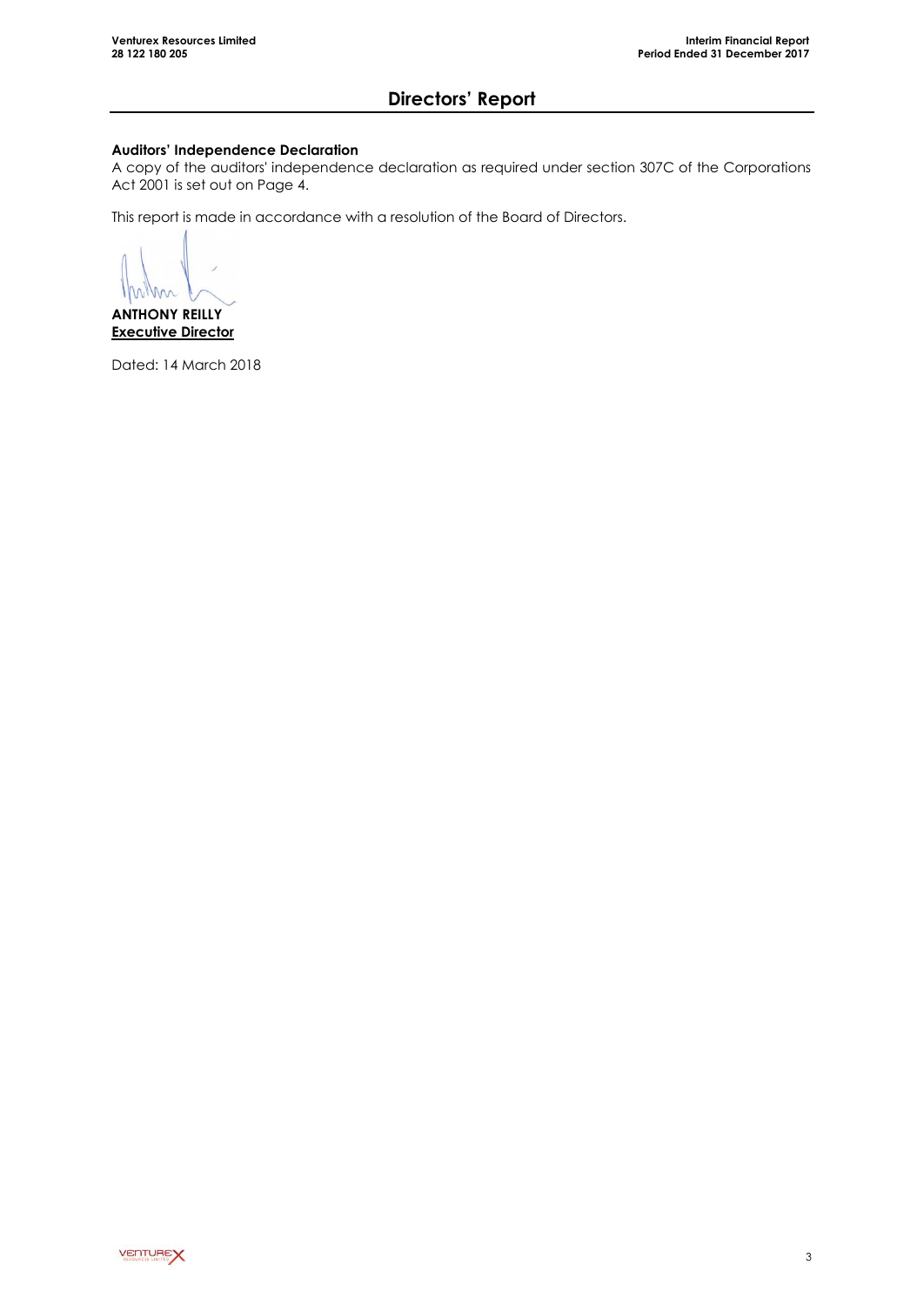# Directors' Report

**Auditors' Independence Declaration**

A copy of the auditors' independence declaration as required under section 307C of the Corporations Act 2001 is set out on Page 4.

This report is made in accordance with a resolution of the Board of Directors.

**ANTHONY REILLY**
**Executive Director**

Dated: 14 March 2018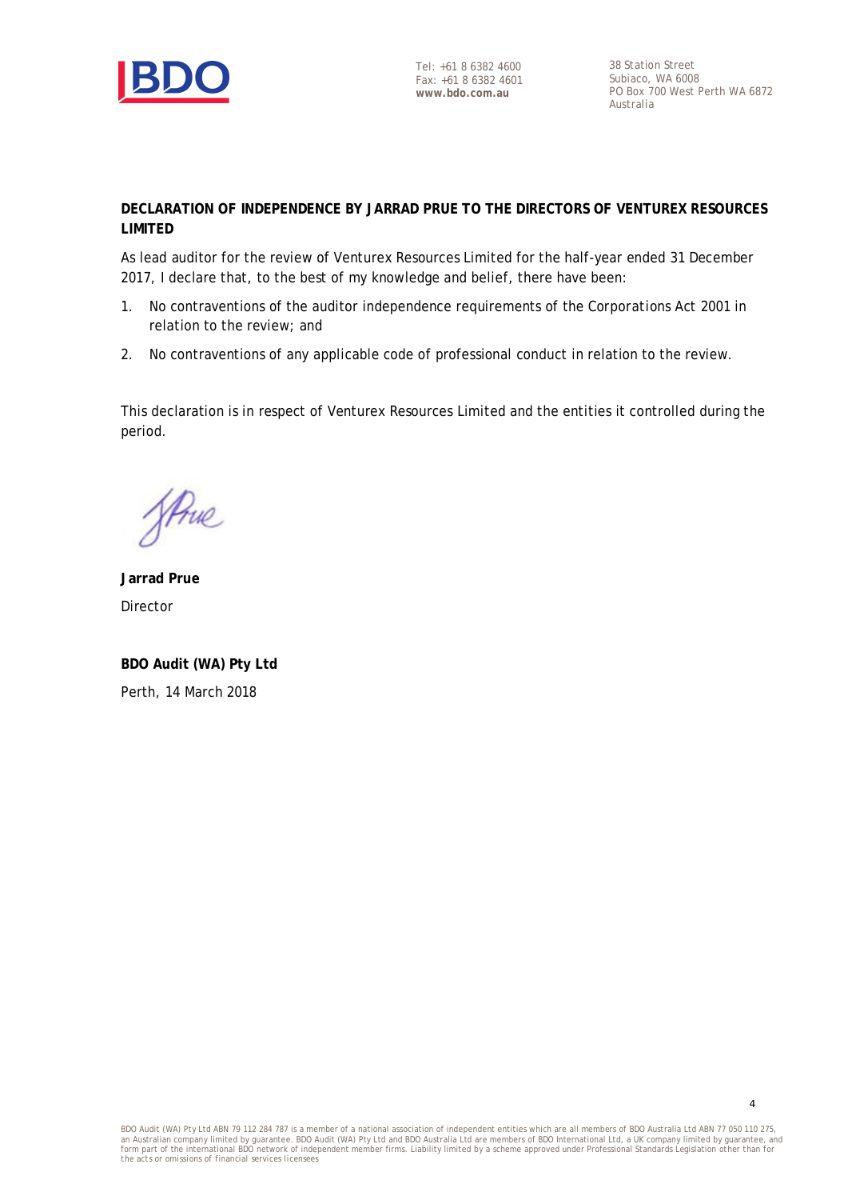**DECLARATION OF INDEPENDENCE BY JARRAD PRUE TO THE DIRECTORS OF VENTUREX RESOURCES LIMITED**

As lead auditor for the review of Venturex Resources Limited for the half-year ended 31 December 2017, I declare that, to the best of my knowledge and belief, there have been:

1. No contraventions of the auditor independence requirements of the *Corporations Act 2001* in relation to the review; and
2. No contraventions of any applicable code of professional conduct in relation to the review.

This declaration is in respect of Venturex Resources Limited and the entities it controlled during the period.

**Jarrad Prue**
Director

**BDO Audit (WA) Pty Ltd**
Perth, 14 March 2018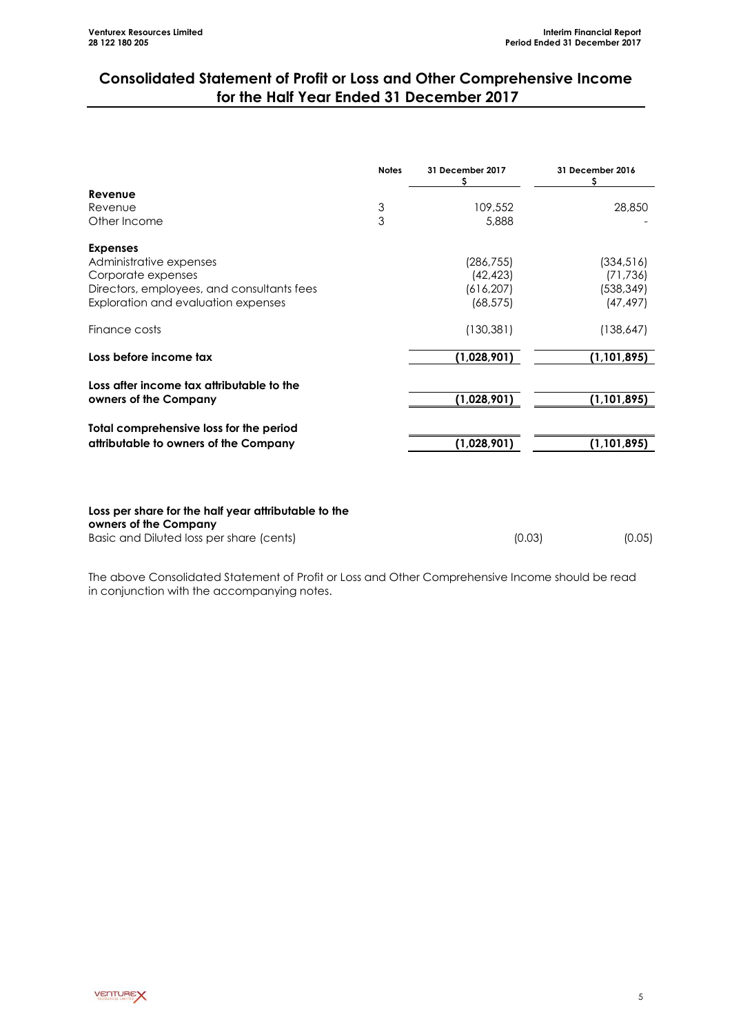## Consolidated Statement of Profit or Loss and Other Comprehensive Income for the Half Year Ended 31 December 2017

| | Notes | 31 December 2017 $ | 31 December 2016 $ |
|---|---|---|---|
| **Revenue** | | | |
| Revenue | 3 | 109,552 | 28,850 |
| Other Income | 3 | 5,888 | - |
| **Expenses** | | | |
| Administrative expenses | | (286,755) | (334,516) |
| Corporate expenses | | (42,423) | (71,736) |
| Directors, employees, and consultants fees | | (616,207) | (538,349) |
| Exploration and evaluation expenses | | (68,575) | (47,497) |
| Finance costs | | (130,381) | (138,647) |
| **Loss before income tax** | | **(1,028,901)** | **(1,101,895)** |
| **Loss after income tax attributable to the owners of the Company** | | **(1,028,901)** | **(1,101,895)** |
| **Total comprehensive loss for the period attributable to owners of the Company** | | **(1,028,901)** | **(1,101,895)** |
| **Loss per share for the half year attributable to the owners of the Company** | | | |
| Basic and Diluted loss per share (cents) | | (0.03) | (0.05) |

The above Consolidated Statement of Profit or Loss and Other Comprehensive Income should be read in conjunction with the accompanying notes.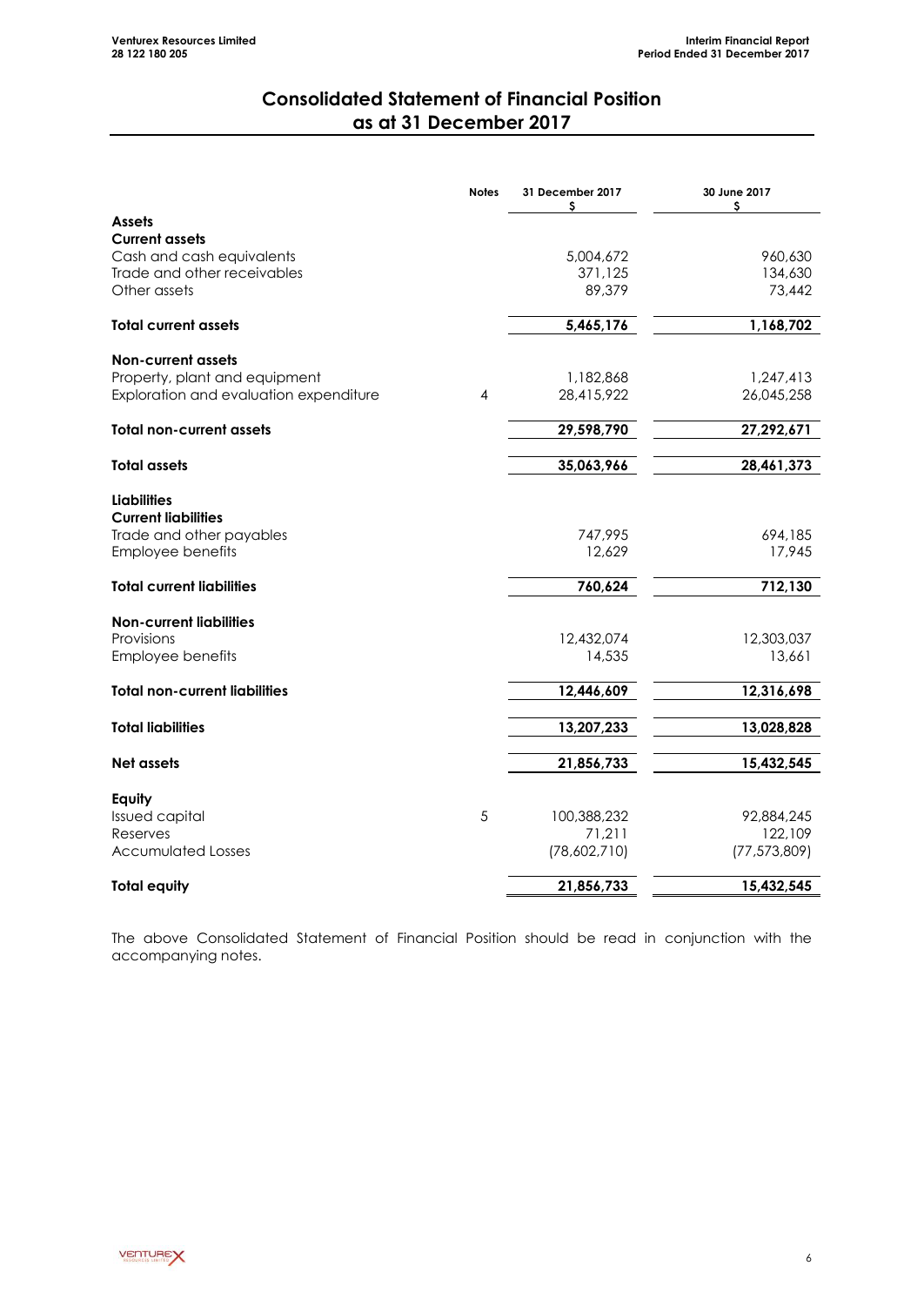# Consolidated Statement of Financial Position as at 31 December 2017

| | Notes | 31 December 2017 $ | 30 June 2017 $ |
|---|---|---|---|
| **Assets** | | | |
| **Current assets** | | | |
| Cash and cash equivalents | | 5,004,672 | 960,630 |
| Trade and other receivables | | 371,125 | 134,630 |
| Other assets | | 89,379 | 73,442 |
| **Total current assets** | | **5,465,176** | **1,168,702** |
| **Non-current assets** | | | |
| Property, plant and equipment | | 1,182,868 | 1,247,413 |
| Exploration and evaluation expenditure | 4 | 28,415,922 | 26,045,258 |
| **Total non-current assets** | | **29,598,790** | **27,292,671** |
| **Total assets** | | **35,063,966** | **28,461,373** |
| **Liabilities** | | | |
| **Current liabilities** | | | |
| Trade and other payables | | 747,995 | 694,185 |
| Employee benefits | | 12,629 | 17,945 |
| **Total current liabilities** | | **760,624** | **712,130** |
| **Non-current liabilities** | | | |
| Provisions | | 12,432,074 | 12,303,037 |
| Employee benefits | | 14,535 | 13,661 |
| **Total non-current liabilities** | | **12,446,609** | **12,316,698** |
| **Total liabilities** | | **13,207,233** | **13,028,828** |
| **Net assets** | | **21,856,733** | **15,432,545** |
| **Equity** | | | |
| Issued capital | 5 | 100,388,232 | 92,884,245 |
| Reserves | | 71,211 | 122,109 |
| Accumulated Losses | | (78,602,710) | (77,573,809) |
| **Total equity** | | **21,856,733** | **15,432,545** |

The above Consolidated Statement of Financial Position should be read in conjunction with the accompanying notes.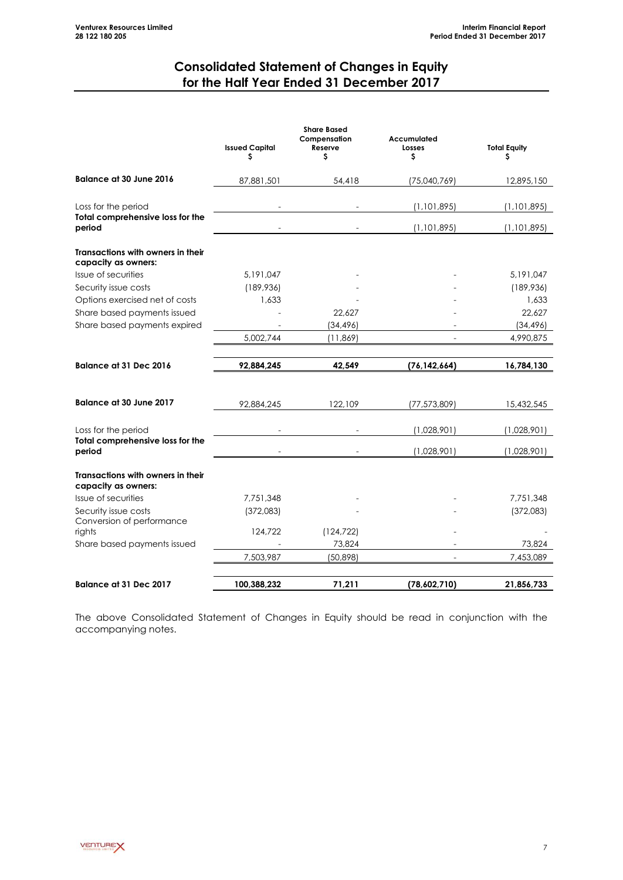# Consolidated Statement of Changes in Equity for the Half Year Ended 31 December 2017

| | Issued Capital $ | Share Based Compensation Reserve $ | Accumulated Losses $ | Total Equity $ |
|---|---|---|---|---|
| **Balance at 30 June 2016** | 87,881,501 | 54,418 | (75,040,769) | 12,895,150 |
| Loss for the period | - | - | (1,101,895) | (1,101,895) |
| **Total comprehensive loss for the period** | - | - | (1,101,895) | (1,101,895) |
| **Transactions with owners in their capacity as owners:** | | | | |
| Issue of securities | 5,191,047 | - | - | 5,191,047 |
| Security issue costs | (189,936) | - | - | (189,936) |
| Options exercised net of costs | 1,633 | - | - | 1,633 |
| Share based payments issued | - | 22,627 | - | 22,627 |
| Share based payments expired | - | (34,496) | - | (34,496) |
| | 5,002,744 | (11,869) | - | 4,990,875 |
| **Balance at 31 Dec 2016** | **92,884,245** | **42,549** | **(76,142,664)** | **16,784,130** |
| **Balance at 30 June 2017** | 92,884,245 | 122,109 | (77,573,809) | 15,432,545 |
| Loss for the period | - | - | (1,028,901) | (1,028,901) |
| **Total comprehensive loss for the period** | - | - | (1,028,901) | (1,028,901) |
| **Transactions with owners in their capacity as owners:** | | | | |
| Issue of securities | 7,751,348 | - | - | 7,751,348 |
| Security issue costs | (372,083) | - | - | (372,083) |
| Conversion of performance rights | 124,722 | (124,722) | - | - |
| Share based payments issued | - | 73,824 | - | 73,824 |
| | 7,503,987 | (50,898) | - | 7,453,089 |
| **Balance at 31 Dec 2017** | **100,388,232** | **71,211** | **(78,602,710)** | **21,856,733** |

The above Consolidated Statement of Changes in Equity should be read in conjunction with the accompanying notes.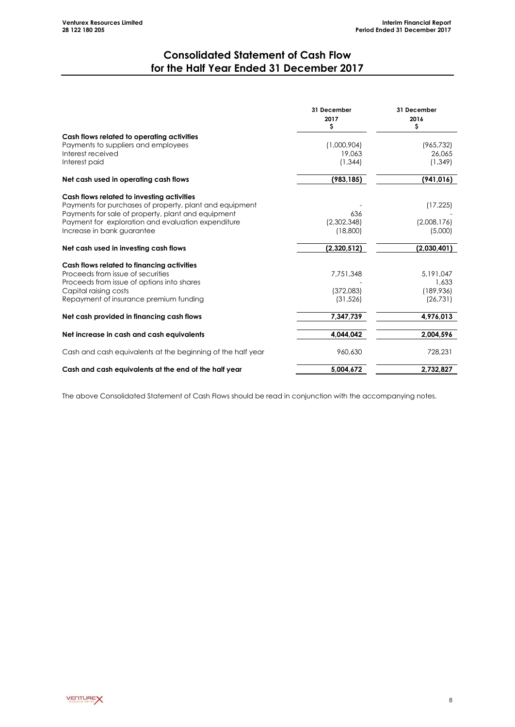# Consolidated Statement of Cash Flow for the Half Year Ended 31 December 2017

| | 31 December 2017 $ | 31 December 2016 $ |
|---|---|---|
| **Cash flows related to operating activities** | | |
| Payments to suppliers and employees | (1,000,904) | (965,732) |
| Interest received | 19,063 | 26,065 |
| Interest paid | (1,344) | (1,349) |
| **Net cash used in operating cash flows** | **(983,185)** | **(941,016)** |
| **Cash flows related to investing activities** | | |
| Payments for purchases of property, plant and equipment | - | (17,225) |
| Payments for sale of property, plant and equipment | 636 | - |
| Payment for exploration and evaluation expenditure | (2,302,348) | (2,008,176) |
| Increase in bank guarantee | (18,800) | (5,000) |
| **Net cash used in investing cash flows** | **(2,320,512)** | **(2,030,401)** |
| **Cash flows related to financing activities** | | |
| Proceeds from issue of securities | 7,751,348 | 5,191,047 |
| Proceeds from issue of options into shares | - | 1,633 |
| Capital raising costs | (372,083) | (189,936) |
| Repayment of insurance premium funding | (31,526) | (26,731) |
| **Net cash provided in financing cash flows** | **7,347,739** | **4,976,013** |
| **Net increase in cash and cash equivalents** | **4,044,042** | **2,004,596** |
| Cash and cash equivalents at the beginning of the half year | 960,630 | 728,231 |
| **Cash and cash equivalents at the end of the half year** | **5,004,672** | **2,732,827** |

The above Consolidated Statement of Cash Flows should be read in conjunction with the accompanying notes.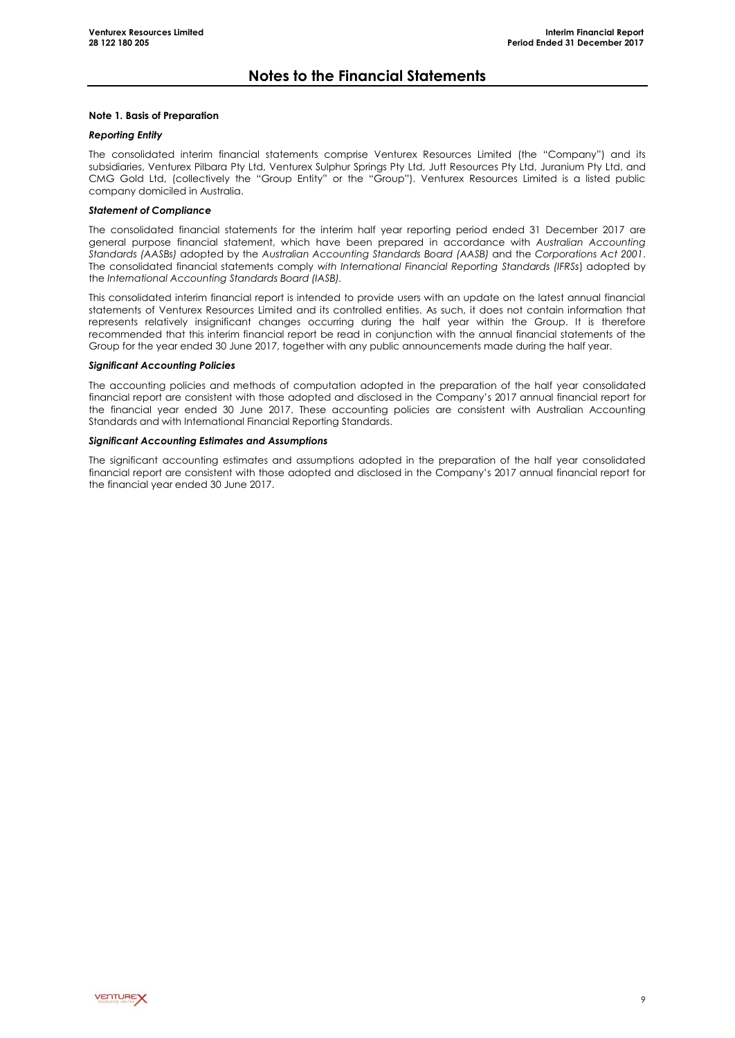# Notes to the Financial Statements

**Note 1. Basis of Preparation**

***Reporting Entity***

The consolidated interim financial statements comprise Venturex Resources Limited (the "Company") and its subsidiaries, Venturex Pilbara Pty Ltd, Venturex Sulphur Springs Pty Ltd, Jutt Resources Pty Ltd, Juranium Pty Ltd, and CMG Gold Ltd, (collectively the "Group Entity" or the "Group"). Venturex Resources Limited is a listed public company domiciled in Australia.

***Statement of Compliance***

The consolidated financial statements for the interim half year reporting period ended 31 December 2017 are general purpose financial statement, which have been prepared in accordance with *Australian Accounting Standards (AASBs)* adopted by the *Australian Accounting Standards Board (AASB)* and the *Corporations Act 2001*. The consolidated financial statements comply *with International Financial Reporting Standards (IFRSs*) adopted by the *International Accounting Standards Board (IASB).*

This consolidated interim financial report is intended to provide users with an update on the latest annual financial statements of Venturex Resources Limited and its controlled entities. As such, it does not contain information that represents relatively insignificant changes occurring during the half year within the Group. It is therefore recommended that this interim financial report be read in conjunction with the annual financial statements of the Group for the year ended 30 June 2017, together with any public announcements made during the half year.

***Significant Accounting Policies***

The accounting policies and methods of computation adopted in the preparation of the half year consolidated financial report are consistent with those adopted and disclosed in the Company's 2017 annual financial report for the financial year ended 30 June 2017. These accounting policies are consistent with Australian Accounting Standards and with International Financial Reporting Standards.

***Significant Accounting Estimates and Assumptions***

The significant accounting estimates and assumptions adopted in the preparation of the half year consolidated financial report are consistent with those adopted and disclosed in the Company's 2017 annual financial report for the financial year ended 30 June 2017.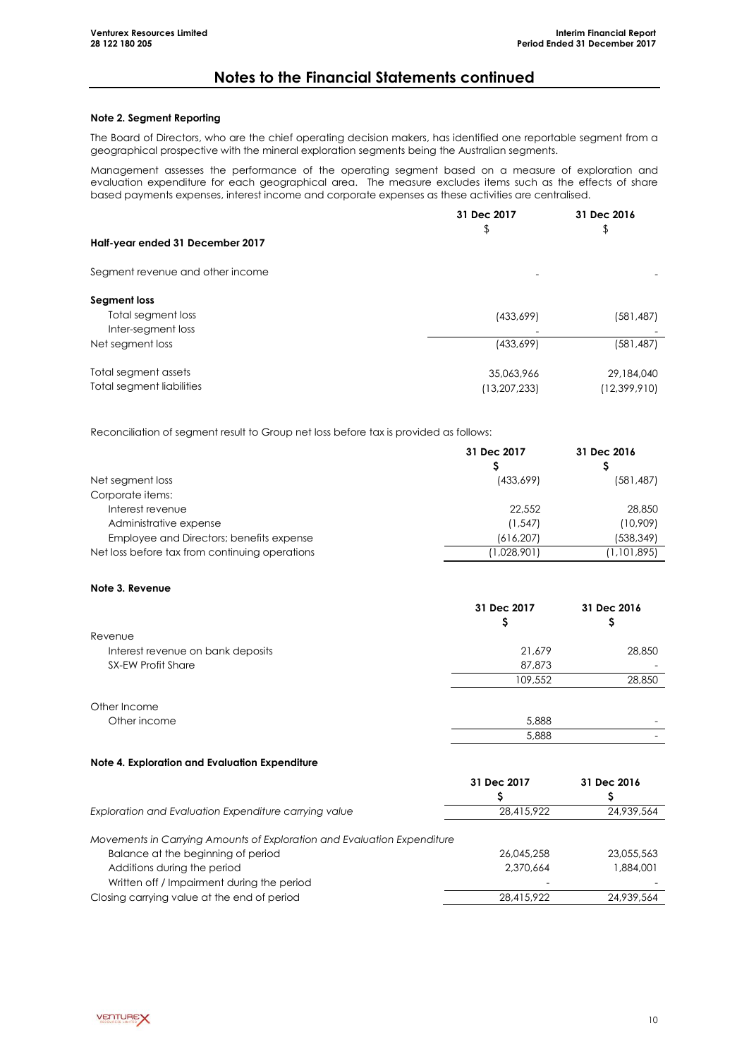## Notes to the Financial Statements continued

### Note 2. Segment Reporting

The Board of Directors, who are the chief operating decision makers, has identified one reportable segment from a geographical prospective with the mineral exploration segments being the Australian segments.

Management assesses the performance of the operating segment based on a measure of exploration and evaluation expenditure for each geographical area. The measure excludes items such as the effects of share based payments expenses, interest income and corporate expenses as these activities are centralised.

| | 31 Dec 2017 | 31 Dec 2016 |
|---|---|---|
| | $ | $ |
| **Half-year ended 31 December 2017** | | |
| Segment revenue and other income | - | - |
| **Segment loss** | | |
| Total segment loss | (433,699) | (581,487) |
| Inter-segment loss | - | - |
| Net segment loss | (433,699) | (581,487) |
| Total segment assets | 35,063,966 | 29,184,040 |
| Total segment liabilities | (13,207,233) | (12,399,910) |

Reconciliation of segment result to Group net loss before tax is provided as follows:

| | 31 Dec 2017 | 31 Dec 2016 |
|---|---|---|
| | $ | $ |
| Net segment loss | (433,699) | (581,487) |
| Corporate items: | | |
| Interest revenue | 22,552 | 28,850 |
| Administrative expense | (1,547) | (10,909) |
| Employee and Directors; benefits expense | (616,207) | (538,349) |
| Net loss before tax from continuing operations | (1,028,901) | (1,101,895) |

### Note 3. Revenue

| | 31 Dec 2017 | 31 Dec 2016 |
|---|---|---|
| | $ | $ |
| Revenue | | |
| Interest revenue on bank deposits | 21,679 | 28,850 |
| SX-EW Profit Share | 87,873 | - |
| | 109,552 | 28,850 |
| Other Income | | |
| Other income | 5,888 | - |
| | 5,888 | - |

### Note 4. Exploration and Evaluation Expenditure

| | 31 Dec 2017 | 31 Dec 2016 |
|---|---|---|
| | $ | $ |
| *Exploration and Evaluation Expenditure carrying value* | 28,415,922 | 24,939,564 |
| *Movements in Carrying Amounts of Exploration and Evaluation Expenditure* | | |
| Balance at the beginning of period | 26,045,258 | 23,055,563 |
| Additions during the period | 2,370,664 | 1,884,001 |
| Written off / Impairment during the period | - | - |
| Closing carrying value at the end of period | 28,415,922 | 24,939,564 |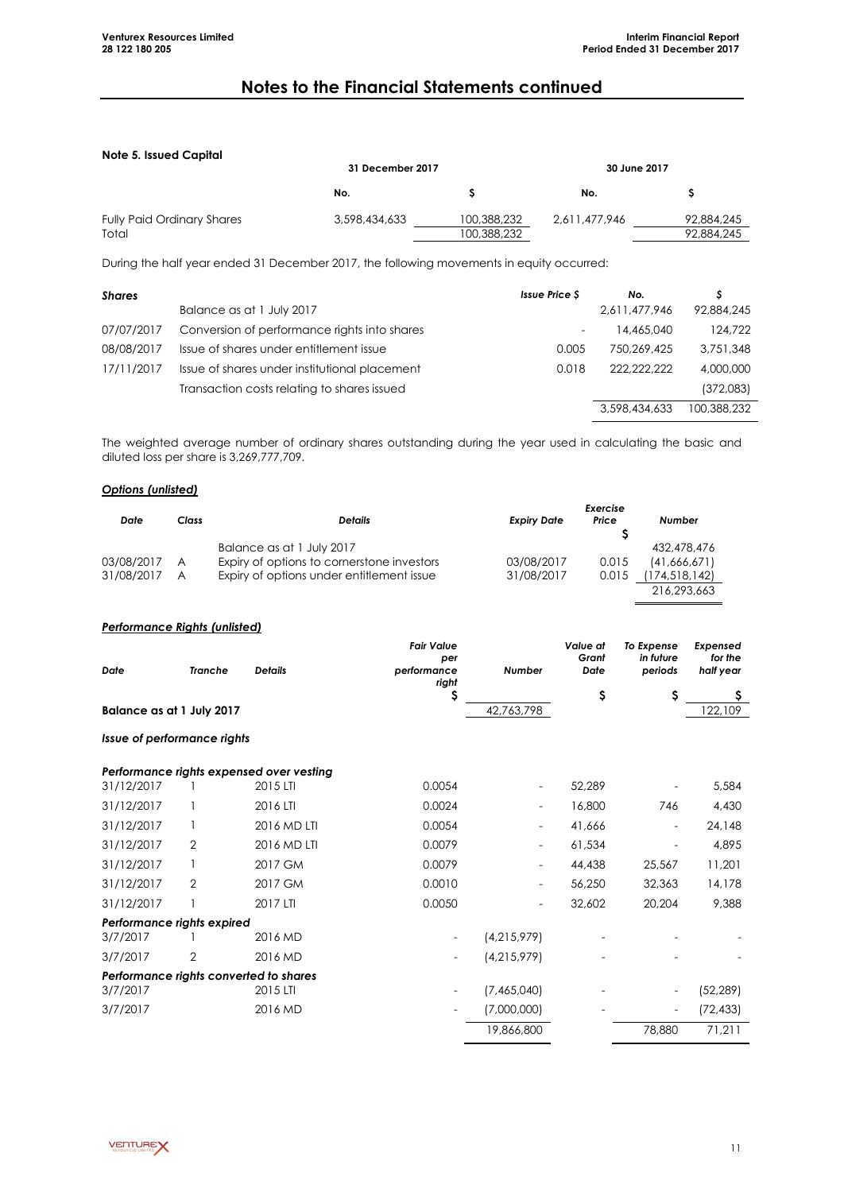# Notes to the Financial Statements continued

**Note 5. Issued Capital**

| | 31 December 2017 | | 30 June 2017 | |
|---|---|---|---|---|
| | No. | $ | No. | $ |
| Fully Paid Ordinary Shares | 3,598,434,633 | 100,388,232 | 2,611,477,946 | 92,884,245 |
| Total | | 100,388,232 | | 92,884,245 |

During the half year ended 31 December 2017, the following movements in equity occurred:

| *Shares* | | *Issue Price $* | *No.* | *$* |
|---|---|---|---|---|
| | Balance as at 1 July 2017 | | 2,611,477,946 | 92,884,245 |
| 07/07/2017 | Conversion of performance rights into shares | - | 14,465,040 | 124,722 |
| 08/08/2017 | Issue of shares under entitlement issue | 0.005 | 750,269,425 | 3,751,348 |
| 17/11/2017 | Issue of shares under institutional placement | 0.018 | 222,222,222 | 4,000,000 |
| | Transaction costs relating to shares issued | | | (372,083) |
| | | | 3,598,434,633 | 100,388,232 |

The weighted average number of ordinary shares outstanding during the year used in calculating the basic and diluted loss per share is 3,269,777,709.

***Options (unlisted)***

| *Date* | *Class* | *Details* | *Expiry Date* | *Exercise Price $* | *Number* |
|---|---|---|---|---|---|
| | | Balance as at 1 July 2017 | | | 432,478,476 |
| 03/08/2017 | A | Expiry of options to cornerstone investors | 03/08/2017 | 0.015 | (41,666,671) |
| 31/08/2017 | A | Expiry of options under entitlement issue | 31/08/2017 | 0.015 | (174,518,142) |
| | | | | | 216,293,663 |

***Performance Rights (unlisted)***

| *Date* | *Tranche* | *Details* | *Fair Value per performance right $* | *Number* | *Value at Grant Date $* | *To Expense in future periods $* | *Expensed for the half year $* |
|---|---|---|---|---|---|---|---|
| **Balance as at 1 July 2017** | | | | 42,763,798 | | | 122,109 |
| ***Issue of performance rights*** | | | | | | | |
| ***Performance rights expensed over vesting*** | | | | | | | |
| 31/12/2017 | 1 | 2015 LTI | 0.0054 | - | 52,289 | - | 5,584 |
| 31/12/2017 | 1 | 2016 LTI | 0.0024 | - | 16,800 | 746 | 4,430 |
| 31/12/2017 | 1 | 2016 MD LTI | 0.0054 | - | 41,666 | - | 24,148 |
| 31/12/2017 | 2 | 2016 MD LTI | 0.0079 | - | 61,534 | - | 4,895 |
| 31/12/2017 | 1 | 2017 GM | 0.0079 | - | 44,438 | 25,567 | 11,201 |
| 31/12/2017 | 2 | 2017 GM | 0.0010 | - | 56,250 | 32,363 | 14,178 |
| 31/12/2017 | 1 | 2017 LTI | 0.0050 | - | 32,602 | 20,204 | 9,388 |
| ***Performance rights expired*** | | | | | | | |
| 3/7/2017 | 1 | 2016 MD | - | (4,215,979) | - | - | - |
| 3/7/2017 | 2 | 2016 MD | - | (4,215,979) | - | - | - |
| ***Performance rights converted to shares*** | | | | | | | |
| 3/7/2017 | | 2015 LTI | - | (7,465,040) | - | - | (52,289) |
| 3/7/2017 | | 2016 MD | - | (7,000,000) | - | - | (72,433) |
| | | | | 19,866,800 | | 78,880 | 71,211 |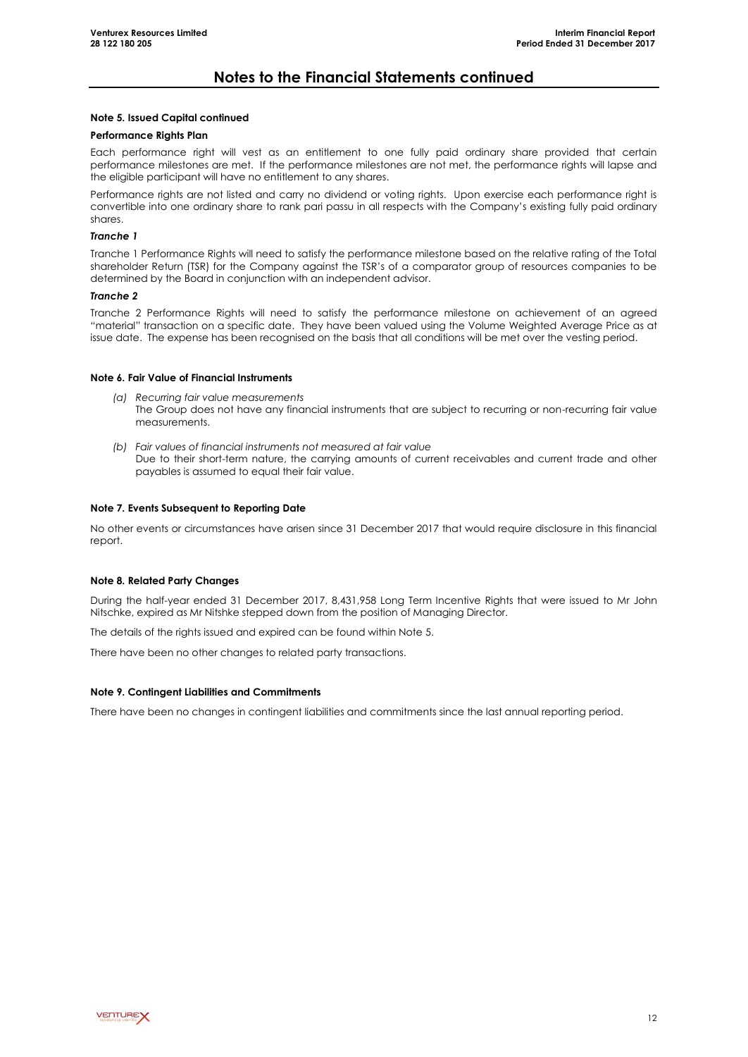# Notes to the Financial Statements continued

### Note 5. Issued Capital continued

#### Performance Rights Plan

Each performance right will vest as an entitlement to one fully paid ordinary share provided that certain performance milestones are met. If the performance milestones are not met, the performance rights will lapse and the eligible participant will have no entitlement to any shares.

Performance rights are not listed and carry no dividend or voting rights. Upon exercise each performance right is convertible into one ordinary share to rank pari passu in all respects with the Company's existing fully paid ordinary shares.

***Tranche 1***

Tranche 1 Performance Rights will need to satisfy the performance milestone based on the relative rating of the Total shareholder Return (TSR) for the Company against the TSR's of a comparator group of resources companies to be determined by the Board in conjunction with an independent advisor.

***Tranche 2***

Tranche 2 Performance Rights will need to satisfy the performance milestone on achievement of an agreed "material" transaction on a specific date. They have been valued using the Volume Weighted Average Price as at issue date. The expense has been recognised on the basis that all conditions will be met over the vesting period.

### Note 6. Fair Value of Financial Instruments

*(a) Recurring fair value measurements*
The Group does not have any financial instruments that are subject to recurring or non-recurring fair value measurements.

*(b) Fair values of financial instruments not measured at fair value*
Due to their short-term nature, the carrying amounts of current receivables and current trade and other payables is assumed to equal their fair value.

### Note 7. Events Subsequent to Reporting Date

No other events or circumstances have arisen since 31 December 2017 that would require disclosure in this financial report.

### Note 8. Related Party Changes

During the half-year ended 31 December 2017, 8,431,958 Long Term Incentive Rights that were issued to Mr John Nitschke, expired as Mr Nitshke stepped down from the position of Managing Director.

The details of the rights issued and expired can be found within Note 5.

There have been no other changes to related party transactions.

### Note 9. Contingent Liabilities and Commitments

There have been no changes in contingent liabilities and commitments since the last annual reporting period.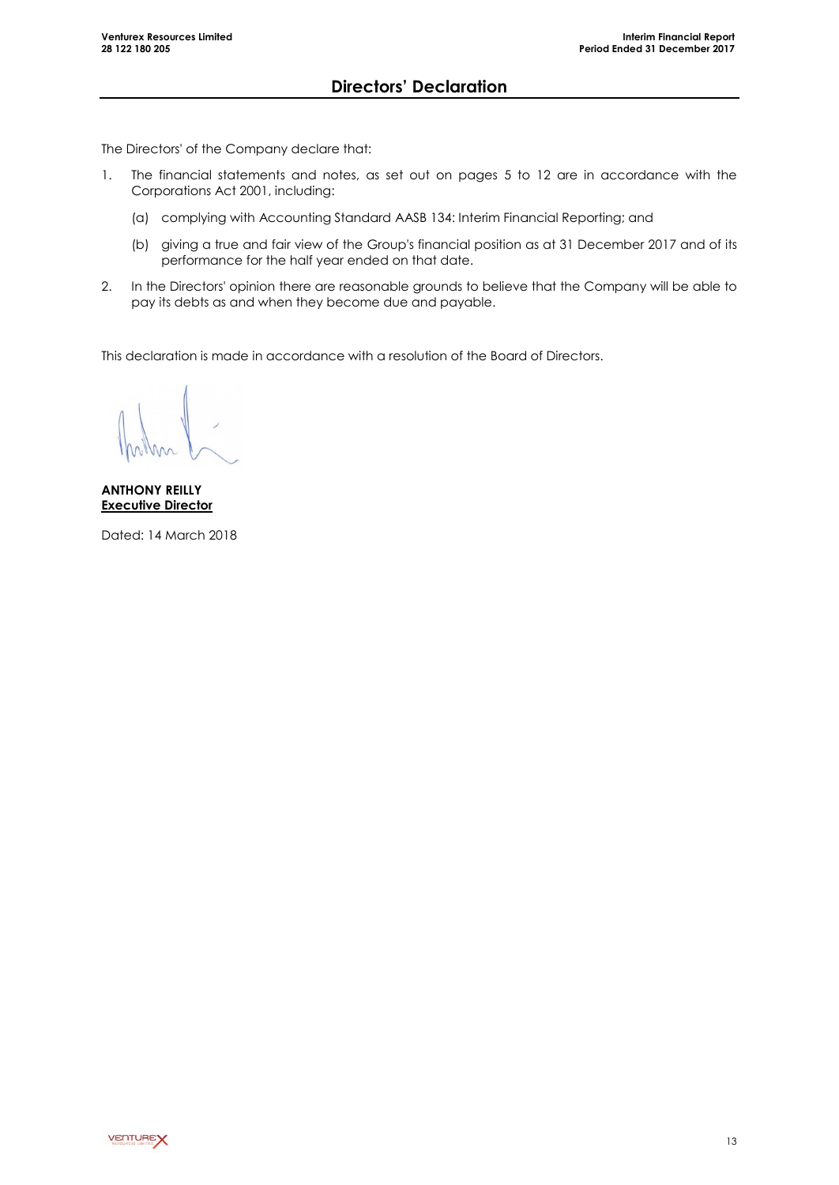# Directors' Declaration

The Directors' of the Company declare that:

1. The financial statements and notes, as set out on pages 5 to 12 are in accordance with the Corporations Act 2001, including:

   (a) complying with Accounting Standard AASB 134: Interim Financial Reporting; and

   (b) giving a true and fair view of the Group's financial position as at 31 December 2017 and of its performance for the half year ended on that date.

2. In the Directors' opinion there are reasonable grounds to believe that the Company will be able to pay its debts as and when they become due and payable.

This declaration is made in accordance with a resolution of the Board of Directors.

**ANTHONY REILLY**
**Executive Director**

Dated: 14 March 2018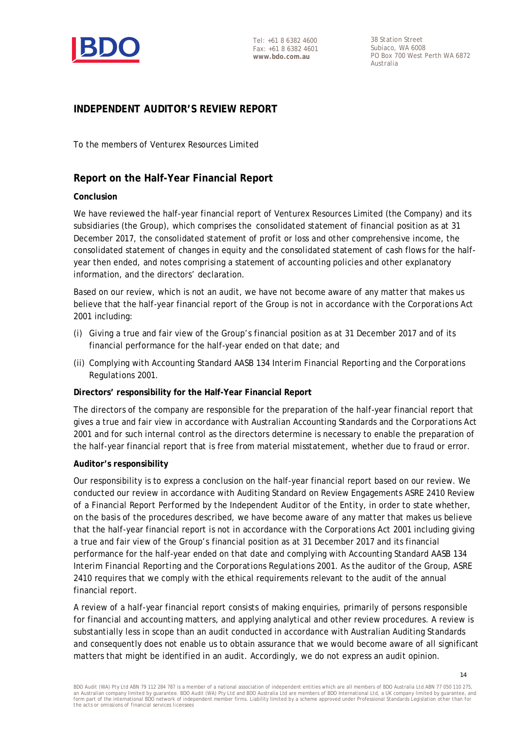Tel: +61 8 6382 4600
Fax: +61 8 6382 4601
**www.bdo.com.au**

38 Station Street
Subiaco, WA 6008
PO Box 700 West Perth WA 6872
Australia

## INDEPENDENT AUDITOR'S REVIEW REPORT

To the members of Venturex Resources Limited

## Report on the Half-Year Financial Report

### Conclusion

We have reviewed the half-year financial report of Venturex Resources Limited (the Company) and its subsidiaries (the Group), which comprises the consolidated statement of financial position as at 31 December 2017, the consolidated statement of profit or loss and other comprehensive income, the consolidated statement of changes in equity and the consolidated statement of cash flows for the half-year then ended, and notes comprising a statement of accounting policies and other explanatory information, and the directors' declaration.

Based on our review, which is not an audit, we have not become aware of any matter that makes us believe that the half-year financial report of the Group is not in accordance with the *Corporations Act 2001* including:

(i) Giving a true and fair view of the Group's financial position as at 31 December 2017 and of its financial performance for the half-year ended on that date; and

(ii) Complying with Accounting Standard AASB 134 *Interim Financial Reporting* and the *Corporations Regulations 2001*.

### Directors' responsibility for the Half-Year Financial Report

The directors of the company are responsible for the preparation of the half-year financial report that gives a true and fair view in accordance with Australian Accounting Standards and the *Corporations Act 2001* and for such internal control as the directors determine is necessary to enable the preparation of the half-year financial report that is free from material misstatement, whether due to fraud or error.

### Auditor's responsibility

Our responsibility is to express a conclusion on the half-year financial report based on our review. We conducted our review in accordance with Auditing Standard on Review Engagements ASRE 2410 *Review of a Financial Report Performed by the Independent Auditor of the Entity*, in order to state whether, on the basis of the procedures described, we have become aware of any matter that makes us believe that the half-year financial report is not in accordance with the *Corporations Act 2001* including giving a true and fair view of the Group's financial position as at 31 December 2017 and its financial performance for the half-year ended on that date and complying with Accounting Standard AASB 134 *Interim Financial Reporting* and the *Corporations Regulations 2001*. As the auditor of the Group, ASRE 2410 requires that we comply with the ethical requirements relevant to the audit of the annual financial report.

A review of a half-year financial report consists of making enquiries, primarily of persons responsible for financial and accounting matters, and applying analytical and other review procedures. A review is substantially less in scope than an audit conducted in accordance with Australian Auditing Standards and consequently does not enable us to obtain assurance that we would become aware of all significant matters that might be identified in an audit. Accordingly, we do not express an audit opinion.

BDO Audit (WA) Pty Ltd ABN 79 112 284 787 is a member of a national association of independent entities which are all members of BDO Australia Ltd ABN 77 050 110 275, an Australian company limited by guarantee. BDO Audit (WA) Pty Ltd and BDO Australia Ltd are members of BDO International Ltd, a UK company limited by guarantee, and form part of the international BDO network of independent member firms. Liability limited by a scheme approved under Professional Standards Legislation other than for the acts or omissions of financial services licensees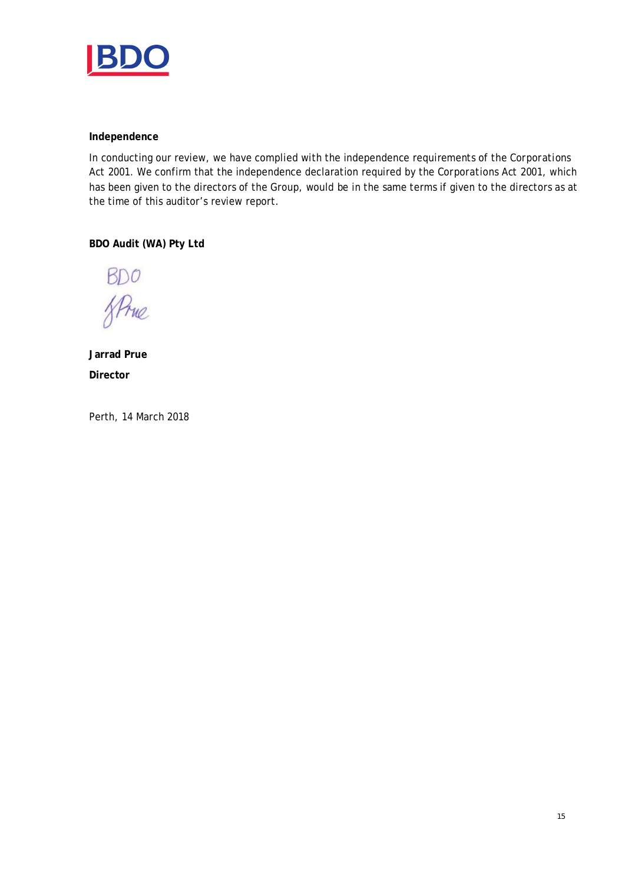**Independence**

In conducting our review, we have complied with the independence requirements of the Corporations Act 2001. We confirm that the independence declaration required by the Corporations Act 2001, which has been given to the directors of the Group, would be in the same terms if given to the directors as at the time of this auditor's review report.

**BDO Audit (WA) Pty Ltd**

BDO

**Jarrad Prue**

**Director**

Perth, 14 March 2018